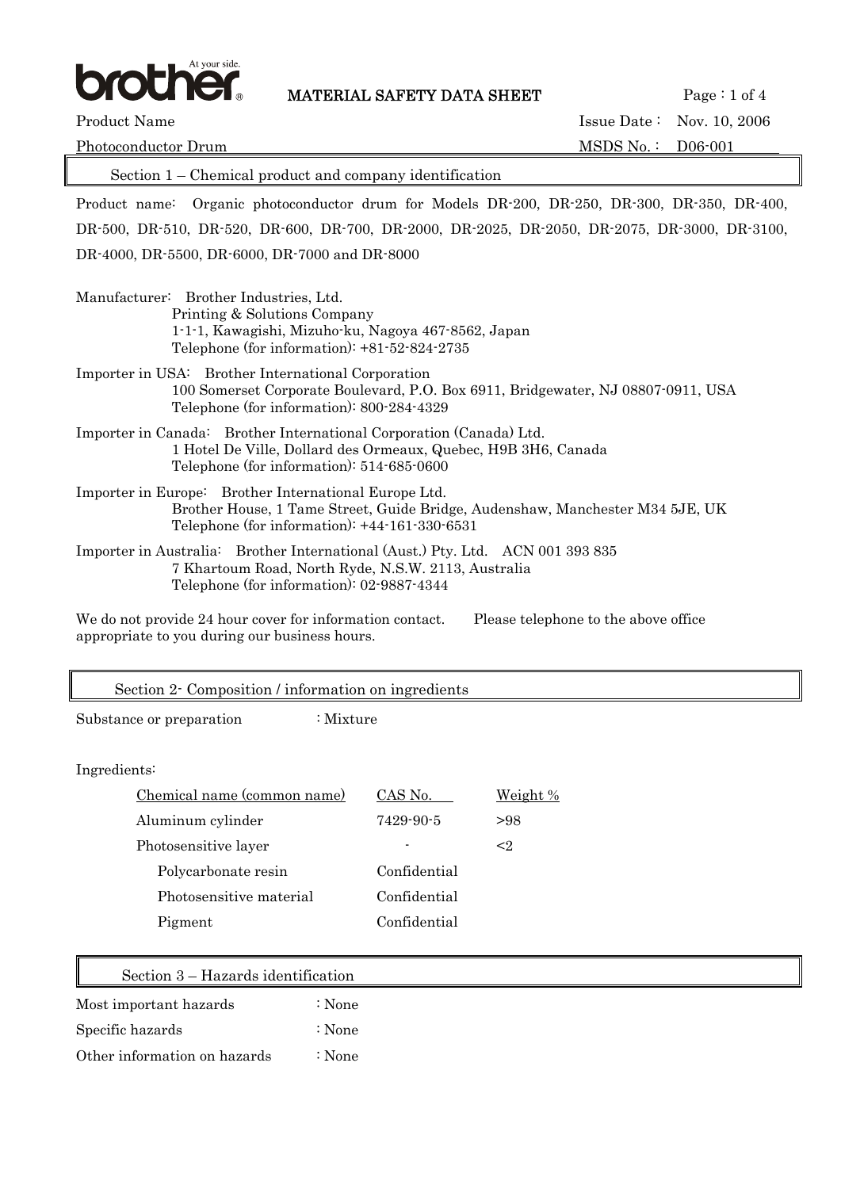**MATERIAL SAFETY DATA SHEET**

Product Name: Photoconductor Drum

Issue Date : Nov. 10, 2006

MSDS No. : D06-001

## Section 1 – Chemical product and company identification

Product name: Organic photoconductor drum for Models DR-200, DR-250, DR-300, DR-350, DR-400, DR-500, DR-510, DR-520, DR-600, DR-700, DR-2000, DR-2025, DR-2050, DR-2075, DR-3000, DR-3100, DR-4000, DR-5500, DR-6000, DR-7000 and DR-8000

Manufacturer: Brother Industries, Ltd.
Printing & Solutions Company
1-1-1, Kawagishi, Mizuho-ku, Nagoya 467-8562, Japan
Telephone (for information): +81-52-824-2735

Importer in USA: Brother International Corporation
100 Somerset Corporate Boulevard, P.O. Box 6911, Bridgewater, NJ 08807-0911, USA
Telephone (for information): 800-284-4329

Importer in Canada: Brother International Corporation (Canada) Ltd.
1 Hotel De Ville, Dollard des Ormeaux, Quebec, H9B 3H6, Canada
Telephone (for information): 514-685-0600

Importer in Europe: Brother International Europe Ltd.
Brother House, 1 Tame Street, Guide Bridge, Audenshaw, Manchester M34 5JE, UK
Telephone (for information): +44-161-330-6531

Importer in Australia: Brother International (Aust.) Pty. Ltd. ACN 001 393 835
7 Khartoum Road, North Ryde, N.S.W. 2113, Australia
Telephone (for information): 02-9887-4344

We do not provide 24 hour cover for information contact. Please telephone to the above office appropriate to you during our business hours.

## Section 2- Composition / information on ingredients

Substance or preparation : Mixture

Ingredients:

| Chemical name (common name) | CAS No. | Weight % |
|---|---|---|
| Aluminum cylinder | 7429-90-5 | >98 |
| Photosensitive layer | - | <2 |
| Polycarbonate resin | Confidential | |
| Photosensitive material | Confidential | |
| Pigment | Confidential | |

## Section 3 – Hazards identification

Most important hazards : None

Specific hazards : None

Other information on hazards : None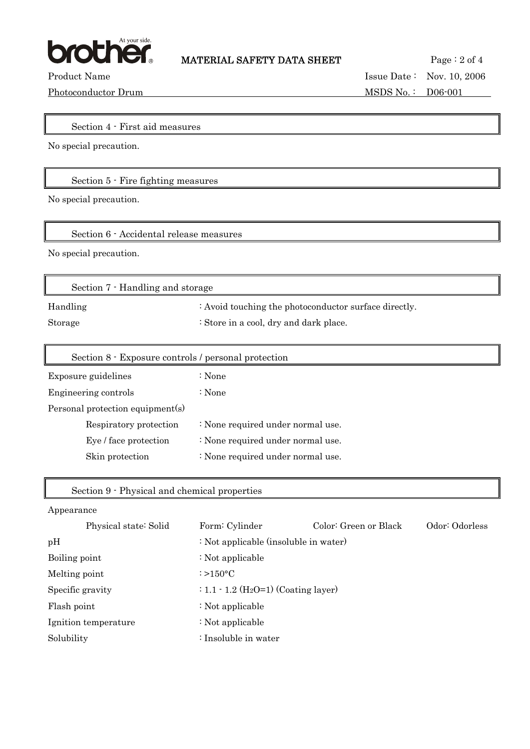## Section 4 - First aid measures

No special precaution.

## Section 5 - Fire fighting measures

No special precaution.

## Section 6 - Accidental release measures

No special precaution.

## Section 7 - Handling and storage

| | |
|---|---|
| Handling | : Avoid touching the photoconductor surface directly. |
| Storage | : Store in a cool, dry and dark place. |

## Section 8 - Exposure controls / personal protection

| | |
|---|---|
| Exposure guidelines | : None |
| Engineering controls | : None |
| Personal protection equipment(s) | |
| Respiratory protection | : None required under normal use. |
| Eye / face protection | : None required under normal use. |
| Skin protection | : None required under normal use. |

## Section 9 - Physical and chemical properties

Appearance

| | | | |
|---|---|---|---|
| Physical state: Solid | Form: Cylinder | Color: Green or Black | Odor: Odorless |

| | |
|---|---|
| pH | : Not applicable (insoluble in water) |
| Boiling point | : Not applicable |
| Melting point | : >150°C |
| Specific gravity | : 1.1 - 1.2 ($H_2O$=1) (Coating layer) |
| Flash point | : Not applicable |
| Ignition temperature | : Not applicable |
| Solubility | : Insoluble in water |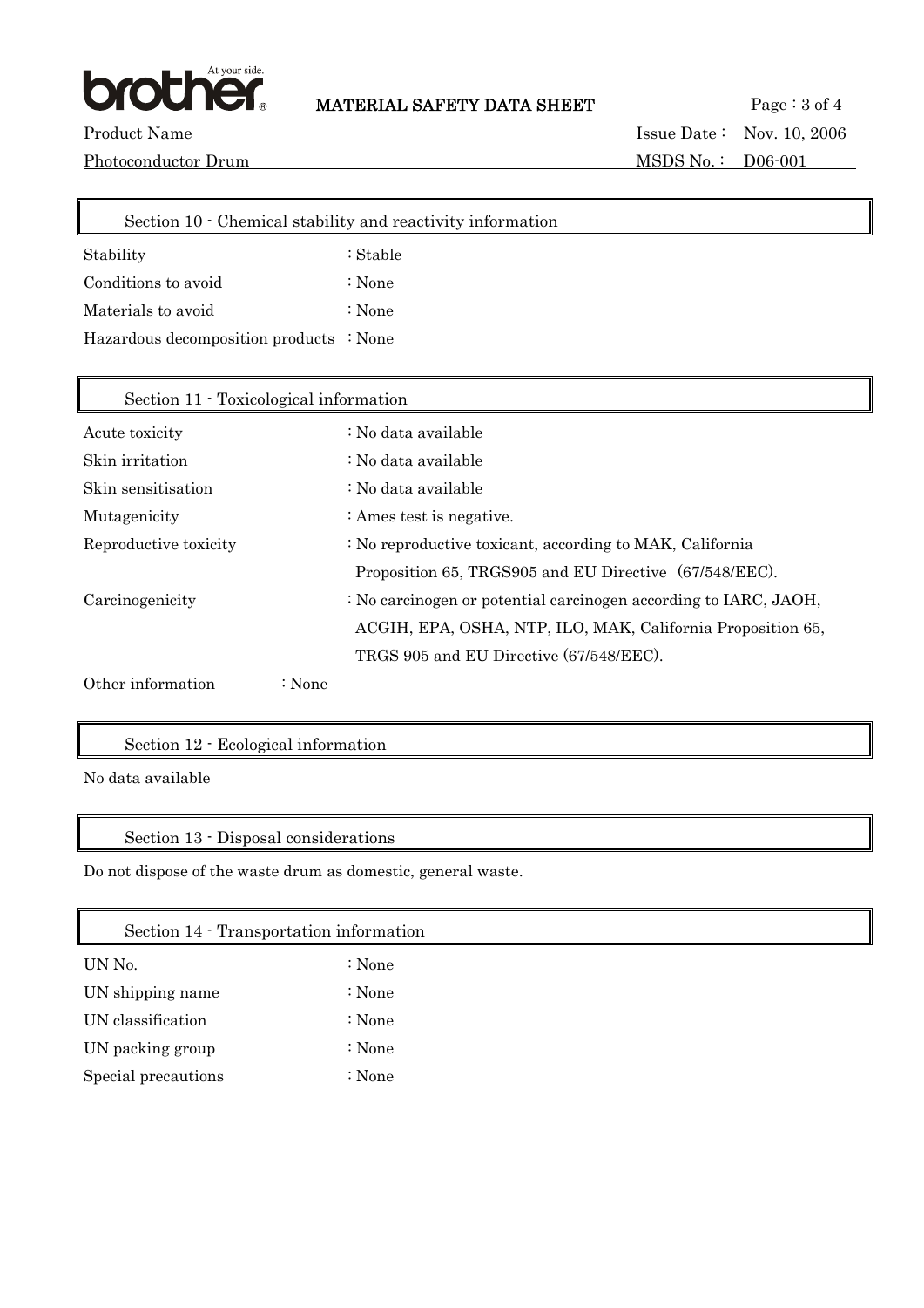## Section 10 - Chemical stability and reactivity information

| | |
|---|---|
| Stability | : Stable |
| Conditions to avoid | : None |
| Materials to avoid | : None |
| Hazardous decomposition products | : None |

## Section 11 - Toxicological information

| | |
|---|---|
| Acute toxicity | : No data available |
| Skin irritation | : No data available |
| Skin sensitisation | : No data available |
| Mutagenicity | : Ames test is negative. |
| Reproductive toxicity | : No reproductive toxicant, according to MAK, California Proposition 65, TRGS905 and EU Directive (67/548/EEC). |
| Carcinogenicity | : No carcinogen or potential carcinogen according to IARC, JAOH, ACGIH, EPA, OSHA, NTP, ILO, MAK, California Proposition 65, TRGS 905 and EU Directive (67/548/EEC). |
| Other information | : None |

## Section 12 - Ecological information

No data available

## Section 13 - Disposal considerations

Do not dispose of the waste drum as domestic, general waste.

## Section 14 - Transportation information

| | |
|---|---|
| UN No. | : None |
| UN shipping name | : None |
| UN classification | : None |
| UN packing group | : None |
| Special precautions | : None |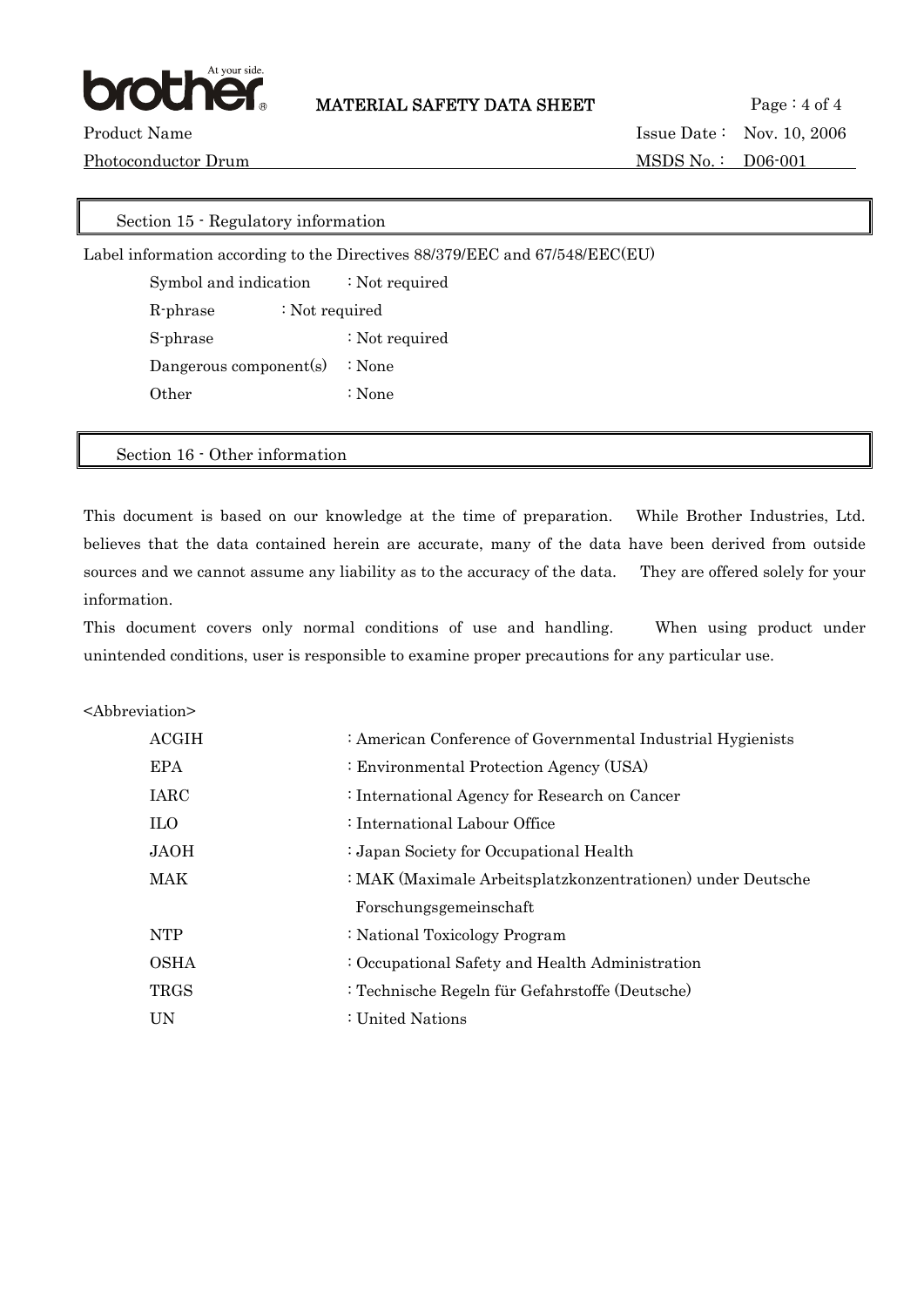## Section 15 - Regulatory information

Label information according to the Directives 88/379/EEC and 67/548/EEC(EU)

| | |
|---|---|
| Symbol and indication | : Not required |
| R-phrase | : Not required |
| S-phrase | : Not required |
| Dangerous component(s) | : None |
| Other | : None |

## Section 16 - Other information

This document is based on our knowledge at the time of preparation. While Brother Industries, Ltd. believes that the data contained herein are accurate, many of the data have been derived from outside sources and we cannot assume any liability as to the accuracy of the data. They are offered solely for your information.

This document covers only normal conditions of use and handling. When using product under unintended conditions, user is responsible to examine proper precautions for any particular use.

<Abbreviation>

| | |
|---|---|
| ACGIH | : American Conference of Governmental Industrial Hygienists |
| EPA | : Environmental Protection Agency (USA) |
| IARC | : International Agency for Research on Cancer |
| ILO | : International Labour Office |
| JAOH | : Japan Society for Occupational Health |
| MAK | : MAK (Maximale Arbeitsplatzkonzentrationen) under Deutsche Forschungsgemeinschaft |
| NTP | : National Toxicology Program |
| OSHA | : Occupational Safety and Health Administration |
| TRGS | : Technische Regeln für Gefahrstoffe (Deutsche) |
| UN | : United Nations |